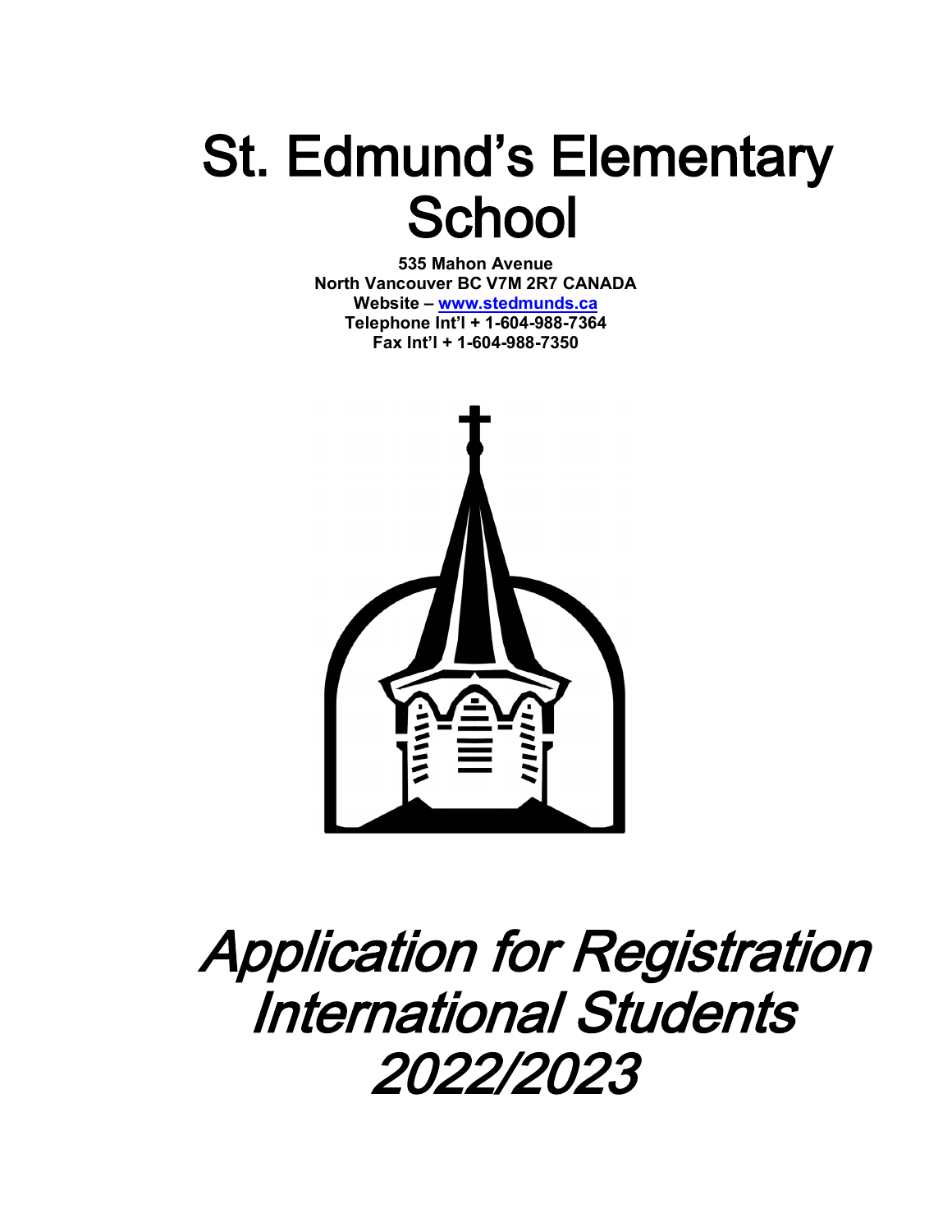# St. Edmund's Elementary School

**535 Mahon Avenue**
**North Vancouver BC V7M 2R7 CANADA**
**Website – www.stedmunds.ca**
**Telephone Int'l + 1-604-988-7364**
**Fax Int'l + 1-604-988-7350**

# *Application for Registration International Students 2022/2023*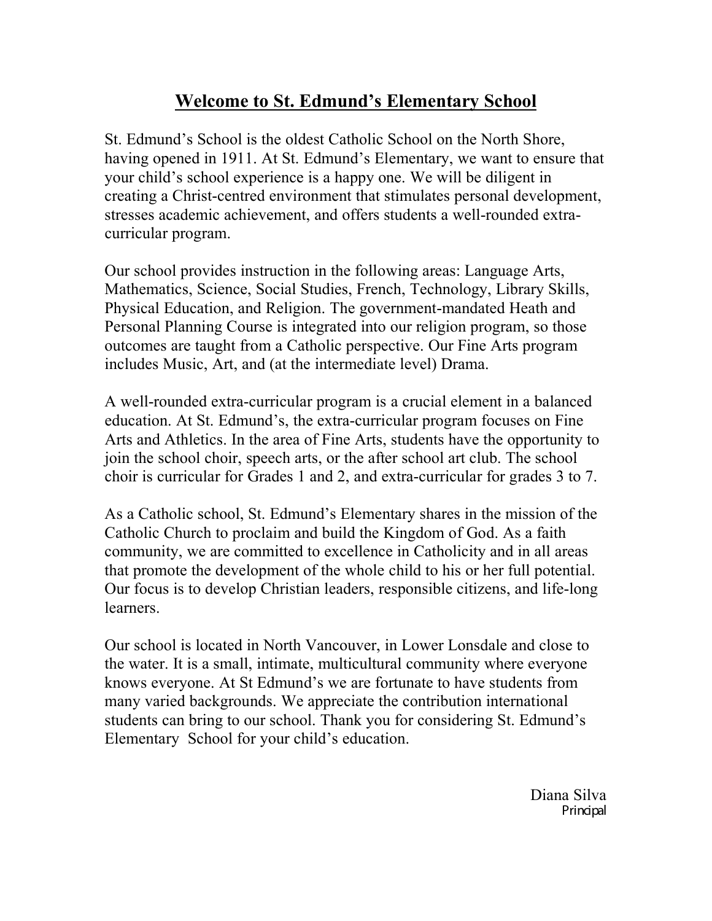# Welcome to St. Edmund's Elementary School

St. Edmund's School is the oldest Catholic School on the North Shore, having opened in 1911. At St. Edmund's Elementary, we want to ensure that your child's school experience is a happy one. We will be diligent in creating a Christ-centred environment that stimulates personal development, stresses academic achievement, and offers students a well-rounded extra-curricular program.

Our school provides instruction in the following areas: Language Arts, Mathematics, Science, Social Studies, French, Technology, Library Skills, Physical Education, and Religion. The government-mandated Heath and Personal Planning Course is integrated into our religion program, so those outcomes are taught from a Catholic perspective. Our Fine Arts program includes Music, Art, and (at the intermediate level) Drama.

A well-rounded extra-curricular program is a crucial element in a balanced education. At St. Edmund's, the extra-curricular program focuses on Fine Arts and Athletics. In the area of Fine Arts, students have the opportunity to join the school choir, speech arts, or the after school art club. The school choir is curricular for Grades 1 and 2, and extra-curricular for grades 3 to 7.

As a Catholic school, St. Edmund's Elementary shares in the mission of the Catholic Church to proclaim and build the Kingdom of God. As a faith community, we are committed to excellence in Catholicity and in all areas that promote the development of the whole child to his or her full potential. Our focus is to develop Christian leaders, responsible citizens, and life-long learners.

Our school is located in North Vancouver, in Lower Lonsdale and close to the water. It is a small, intimate, multicultural community where everyone knows everyone. At St Edmund's we are fortunate to have students from many varied backgrounds. We appreciate the contribution international students can bring to our school. Thank you for considering St. Edmund's Elementary School for your child's education.

Diana Silva
Principal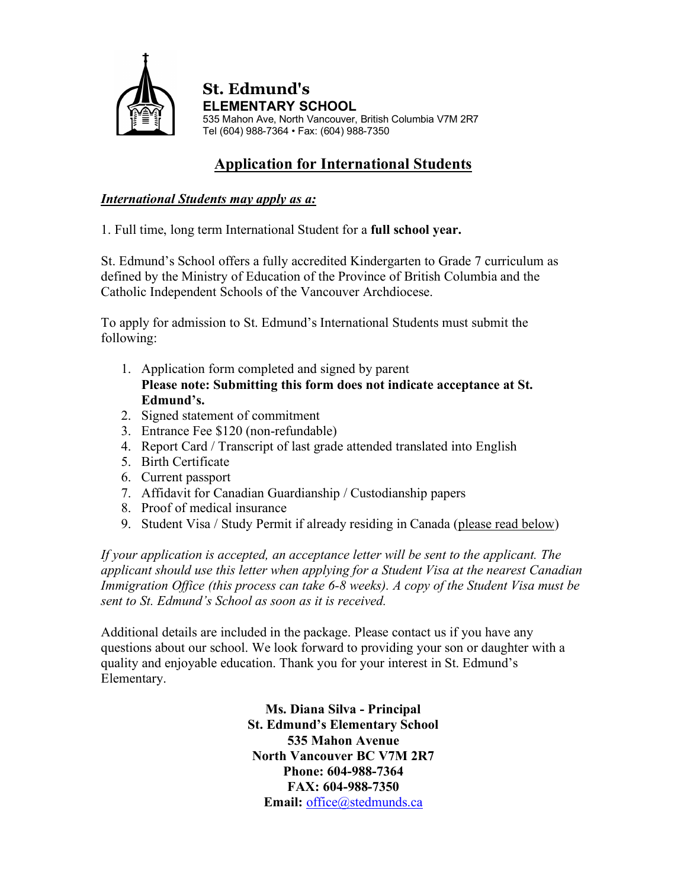**St. Edmund's**
**ELEMENTARY SCHOOL**
535 Mahon Ave, North Vancouver, British Columbia V7M 2R7
Tel (604) 988-7364 • Fax: (604) 988-7350

# Application for International Students

***International Students may apply as a:***

1. Full time, long term International Student for a **full school year.**

St. Edmund's School offers a fully accredited Kindergarten to Grade 7 curriculum as defined by the Ministry of Education of the Province of British Columbia and the Catholic Independent Schools of the Vancouver Archdiocese.

To apply for admission to St. Edmund's International Students must submit the following:

1. Application form completed and signed by parent
   **Please note: Submitting this form does not indicate acceptance at St. Edmund's.**
2. Signed statement of commitment
3. Entrance Fee $120 (non-refundable)
4. Report Card / Transcript of last grade attended translated into English
5. Birth Certificate
6. Current passport
7. Affidavit for Canadian Guardianship / Custodianship papers
8. Proof of medical insurance
9. Student Visa / Study Permit if already residing in Canada (please read below)

*If your application is accepted, an acceptance letter will be sent to the applicant. The applicant should use this letter when applying for a Student Visa at the nearest Canadian Immigration Office (this process can take 6-8 weeks). A copy of the Student Visa must be sent to St. Edmund's School as soon as it is received.*

Additional details are included in the package. Please contact us if you have any questions about our school. We look forward to providing your son or daughter with a quality and enjoyable education. Thank you for your interest in St. Edmund's Elementary.

**Ms. Diana Silva - Principal**
**St. Edmund's Elementary School**
**535 Mahon Avenue**
**North Vancouver BC V7M 2R7**
**Phone: 604-988-7364**
**FAX: 604-988-7350**
**Email:** office@stedmunds.ca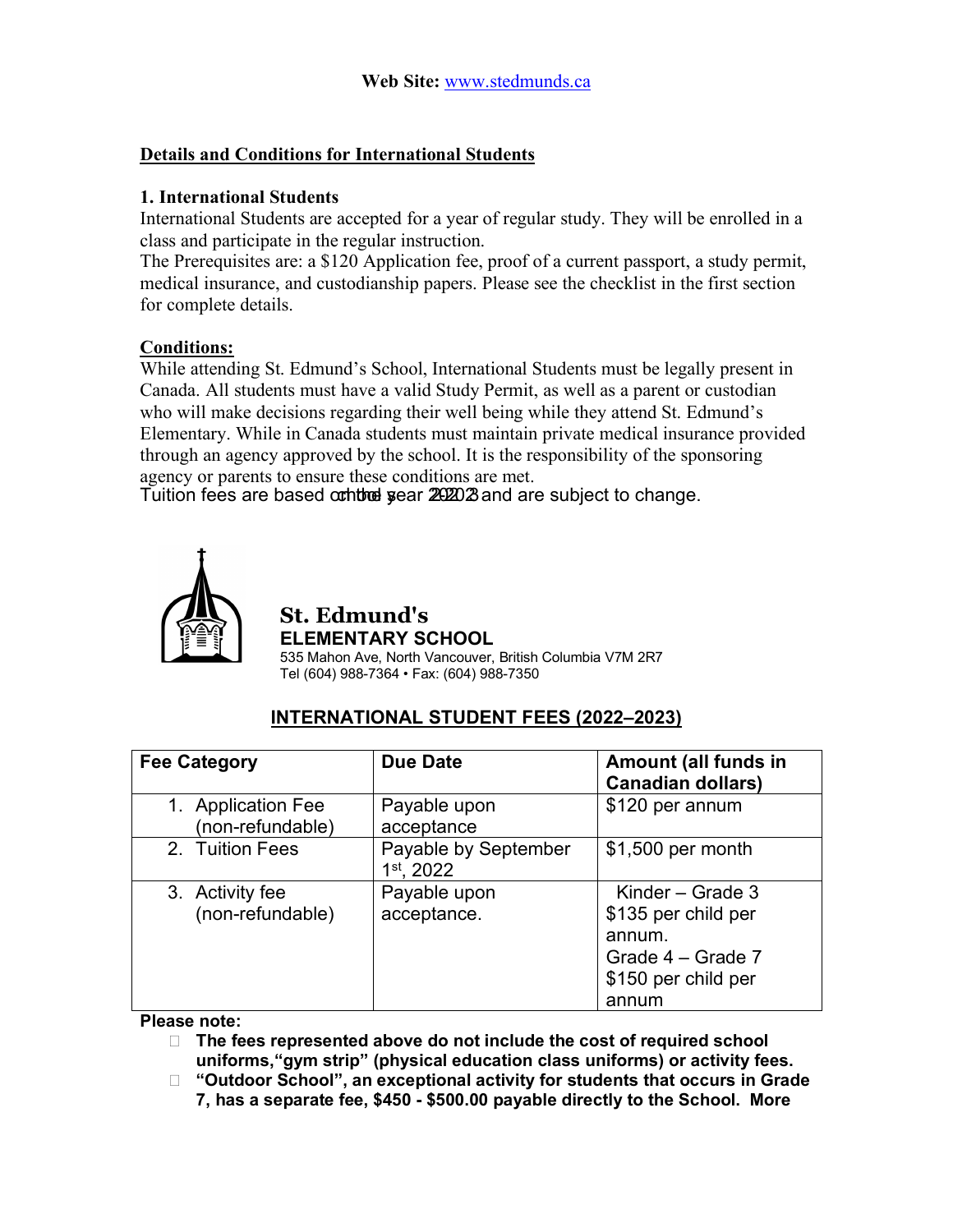**Web Site:** www.stedmunds.ca

## Details and Conditions for International Students

### 1. International Students

International Students are accepted for a year of regular study. They will be enrolled in a class and participate in the regular instruction.

The Prerequisites are: a $120 Application fee, proof of a current passport, a study permit, medical insurance, and custodianship papers. Please see the checklist in the first section for complete details.

### Conditions:

While attending St. Edmund's School, International Students must be legally present in Canada. All students must have a valid Study Permit, as well as a parent or custodian who will make decisions regarding their well being while they attend St. Edmund's Elementary. While in Canada students must maintain private medical insurance provided through an agency approved by the school. It is the responsibility of the sponsoring agency or parents to ensure these conditions are met.

Tuition fees are based on the school year 2022-2023 and are subject to change.

**St. Edmund's**
**ELEMENTARY SCHOOL**
535 Mahon Ave, North Vancouver, British Columbia V7M 2R7
Tel (604) 988-7364 • Fax: (604) 988-7350

## INTERNATIONAL STUDENT FEES (2022–2023)

| Fee Category | Due Date | Amount (all funds in Canadian dollars) |
|---|---|---|
| 1. Application Fee (non-refundable) | Payable upon acceptance | $120 per annum |
| 2. Tuition Fees | Payable by September 1st, 2022 | $1,500 per month |
| 3. Activity fee (non-refundable) | Payable upon acceptance. | Kinder – Grade 3 $135 per child per annum. Grade 4 – Grade 7 $150 per child per annum |

**Please note:**

- **The fees represented above do not include the cost of required school uniforms,"gym strip" (physical education class uniforms) or activity fees.**
- **"Outdoor School", an exceptional activity for students that occurs in Grade 7, has a separate fee, $450 - $500.00 payable directly to the School. More**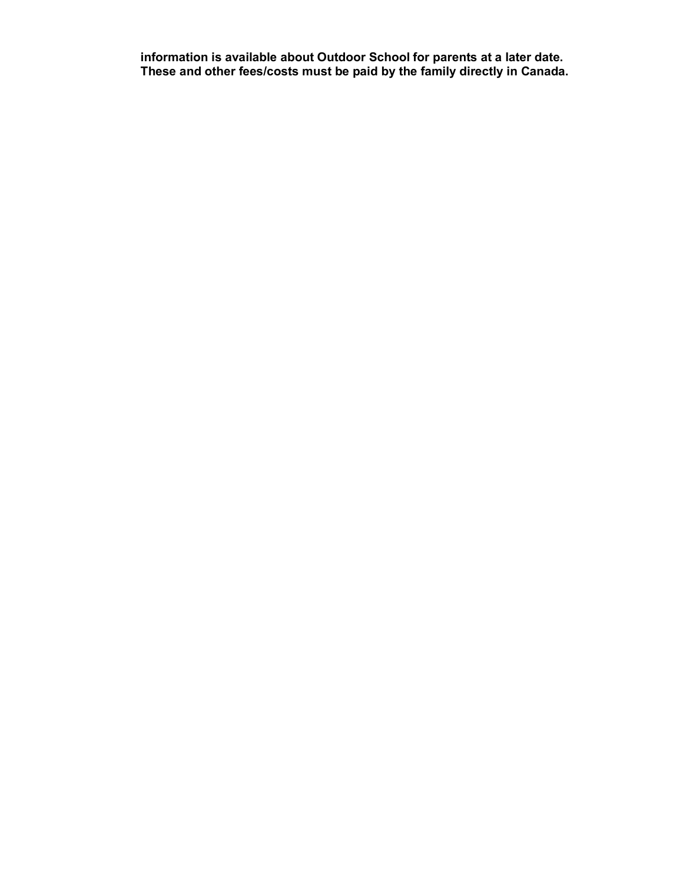**information is available about Outdoor School for parents at a later date. These and other fees/costs must be paid by the family directly in Canada.**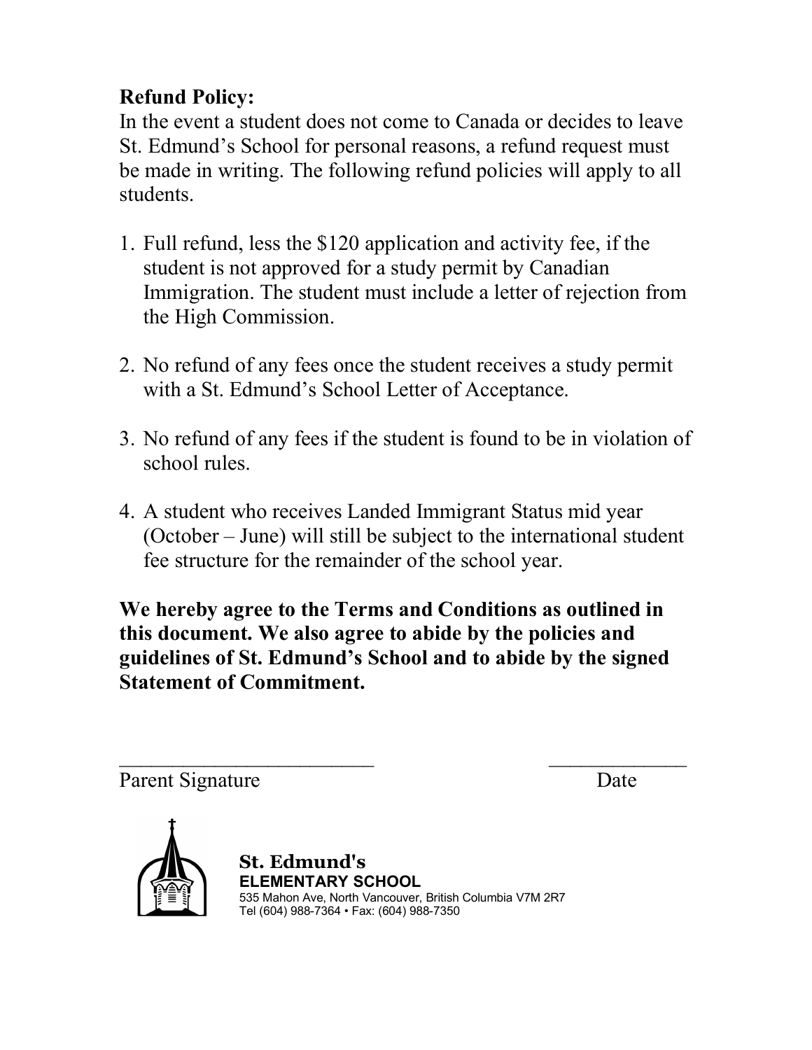**Refund Policy:**

In the event a student does not come to Canada or decides to leave St. Edmund's School for personal reasons, a refund request must be made in writing. The following refund policies will apply to all students.

1. Full refund, less the $120 application and activity fee, if the student is not approved for a study permit by Canadian Immigration. The student must include a letter of rejection from the High Commission.

2. No refund of any fees once the student receives a study permit with a St. Edmund's School Letter of Acceptance.

3. No refund of any fees if the student is found to be in violation of school rules.

4. A student who receives Landed Immigrant Status mid year (October – June) will still be subject to the international student fee structure for the remainder of the school year.

**We hereby agree to the Terms and Conditions as outlined in this document. We also agree to abide by the policies and guidelines of St. Edmund's School and to abide by the signed Statement of Commitment.**

_________________________ _____________

Parent Signature Date

**St. Edmund's**
**ELEMENTARY SCHOOL**
535 Mahon Ave, North Vancouver, British Columbia V7M 2R7
Tel (604) 988-7364 • Fax: (604) 988-7350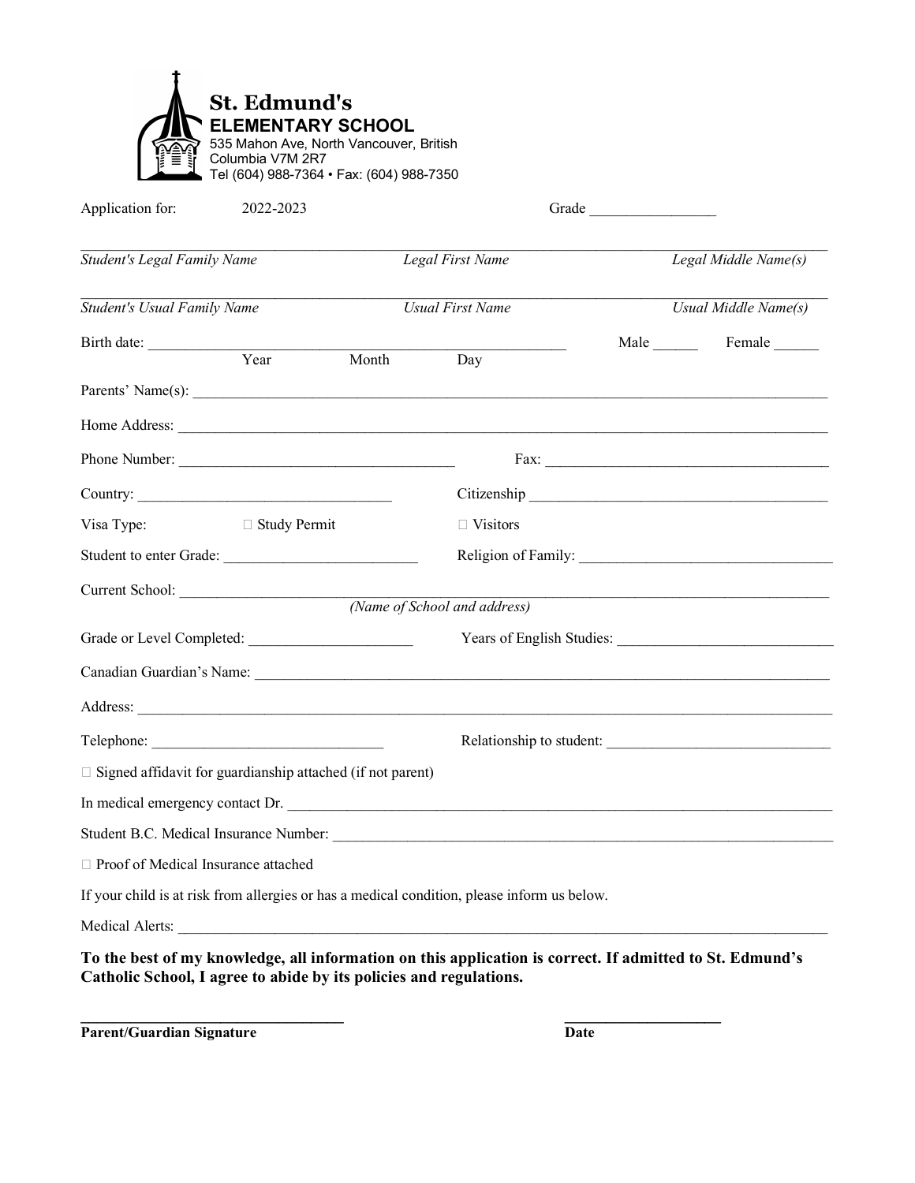**St. Edmund's**
**ELEMENTARY SCHOOL**
535 Mahon Ave, North Vancouver, British Columbia V7M 2R7
Tel (604) 988-7364 • Fax: (604) 988-7350

Application for: 2022-2023 Grade _________________

______________________________________________________________________________

*Student's Legal Family Name* *Legal First Name* *Legal Middle Name(s)*

______________________________________________________________________________

*Student's Usual Family Name* *Usual First Name* *Usual Middle Name(s)*

Birth date: _______________________________________________ Male ______ Female ______

Year Month Day

Parents' Name(s): _______________________________________________________________

Home Address: _________________________________________________________________

Phone Number: ____________________________ Fax: ______________________________

Country: ____________________________ Citizenship ____________________________

Visa Type: ☐ Study Permit ☐ Visitors

Student to enter Grade: ______________________ Religion of Family: _______________________

Current School: ________________________________________________________________

*(Name of School and address)*

Grade or Level Completed: ____________________ Years of English Studies: _________________

Canadian Guardian's Name: _____________________________________________________

Address: ______________________________________________________________________

Telephone: ___________________________ Relationship to student: ______________________

☐ Signed affidavit for guardianship attached (if not parent)

In medical emergency contact Dr. ________________________________________________

Student B.C. Medical Insurance Number: ____________________________________________

☐ Proof of Medical Insurance attached

If your child is at risk from allergies or has a medical condition, please inform us below.

Medical Alerts: _________________________________________________________________

**To the best of my knowledge, all information on this application is correct. If admitted to St. Edmund's Catholic School, I agree to abide by its policies and regulations.**

**_______________________________** **____________________**

**Parent/Guardian Signature** **Date**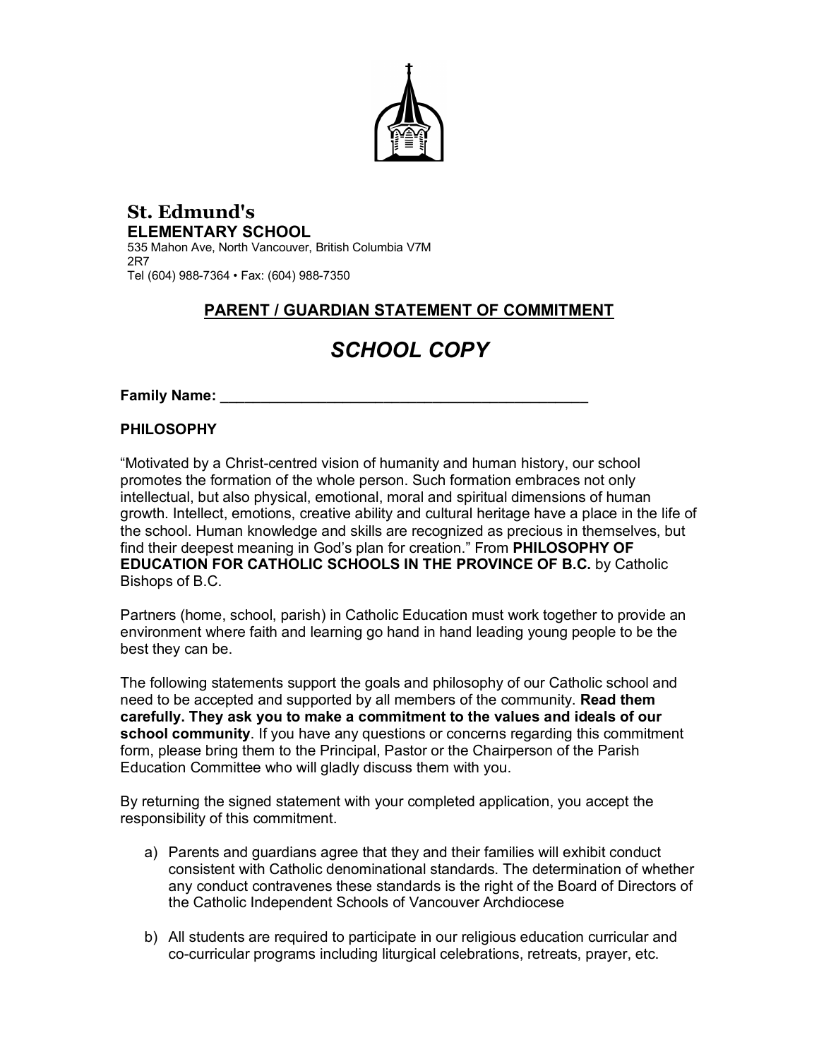**St. Edmund's**
**ELEMENTARY SCHOOL**
535 Mahon Ave, North Vancouver, British Columbia V7M 2R7
Tel (604) 988-7364 • Fax: (604) 988-7350

## PARENT / GUARDIAN STATEMENT OF COMMITMENT

# *SCHOOL COPY*

**Family Name: _____________________________________________**

**PHILOSOPHY**

"Motivated by a Christ-centred vision of humanity and human history, our school promotes the formation of the whole person. Such formation embraces not only intellectual, but also physical, emotional, moral and spiritual dimensions of human growth. Intellect, emotions, creative ability and cultural heritage have a place in the life of the school. Human knowledge and skills are recognized as precious in themselves, but find their deepest meaning in God's plan for creation." From **PHILOSOPHY OF EDUCATION FOR CATHOLIC SCHOOLS IN THE PROVINCE OF B.C.** by Catholic Bishops of B.C.

Partners (home, school, parish) in Catholic Education must work together to provide an environment where faith and learning go hand in hand leading young people to be the best they can be.

The following statements support the goals and philosophy of our Catholic school and need to be accepted and supported by all members of the community. **Read them carefully. They ask you to make a commitment to the values and ideals of our school community**. If you have any questions or concerns regarding this commitment form, please bring them to the Principal, Pastor or the Chairperson of the Parish Education Committee who will gladly discuss them with you.

By returning the signed statement with your completed application, you accept the responsibility of this commitment.

a) Parents and guardians agree that they and their families will exhibit conduct consistent with Catholic denominational standards. The determination of whether any conduct contravenes these standards is the right of the Board of Directors of the Catholic Independent Schools of Vancouver Archdiocese

b) All students are required to participate in our religious education curricular and co-curricular programs including liturgical celebrations, retreats, prayer, etc.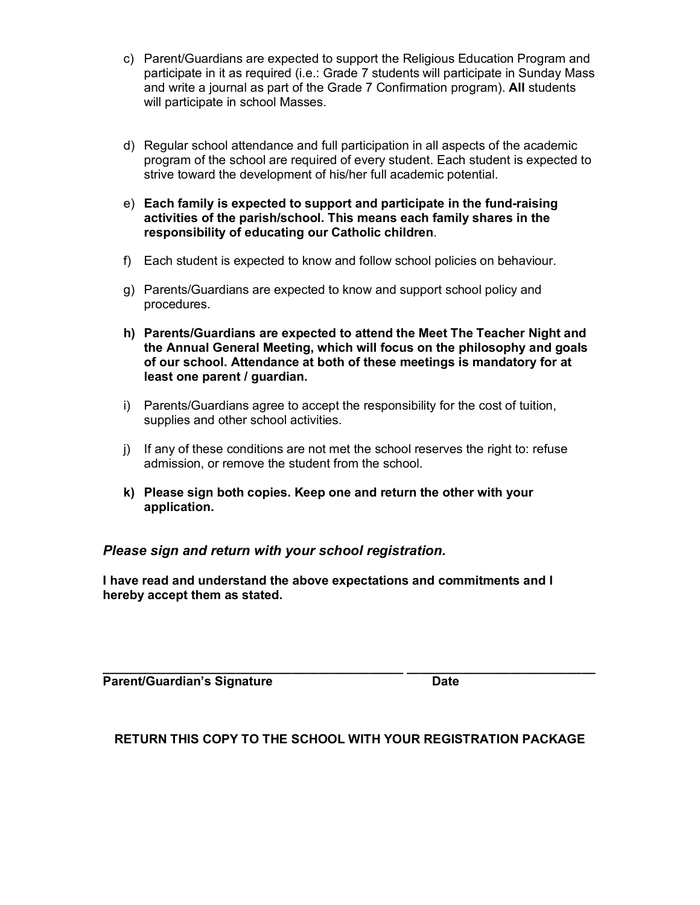c) Parent/Guardians are expected to support the Religious Education Program and participate in it as required (i.e.: Grade 7 students will participate in Sunday Mass and write a journal as part of the Grade 7 Confirmation program). **All** students will participate in school Masses.

d) Regular school attendance and full participation in all aspects of the academic program of the school are required of every student. Each student is expected to strive toward the development of his/her full academic potential.

e) **Each family is expected to support and participate in the fund-raising activities of the parish/school. This means each family shares in the responsibility of educating our Catholic children**.

f) Each student is expected to know and follow school policies on behaviour.

g) Parents/Guardians are expected to know and support school policy and procedures.

**h) Parents/Guardians are expected to attend the Meet The Teacher Night and the Annual General Meeting, which will focus on the philosophy and goals of our school. Attendance at both of these meetings is mandatory for at least one parent / guardian.**

i) Parents/Guardians agree to accept the responsibility for the cost of tuition, supplies and other school activities.

j) If any of these conditions are not met the school reserves the right to: refuse admission, or remove the student from the school.

**k) Please sign both copies. Keep one and return the other with your application.**

***Please sign and return with your school registration.***

**I have read and understand the above expectations and commitments and I hereby accept them as stated.**

\_\_\_\_\_\_\_\_\_\_\_\_\_\_\_\_\_\_\_\_\_\_\_\_\_\_\_\_\_\_\_\_\_\_\_\_\_\_\_\_\_\_\_\_ \_\_\_\_\_\_\_\_\_\_\_\_\_\_\_\_\_\_\_\_\_\_\_\_\_\_\_\_

**Parent/Guardian's Signature** **Date**

**RETURN THIS COPY TO THE SCHOOL WITH YOUR REGISTRATION PACKAGE**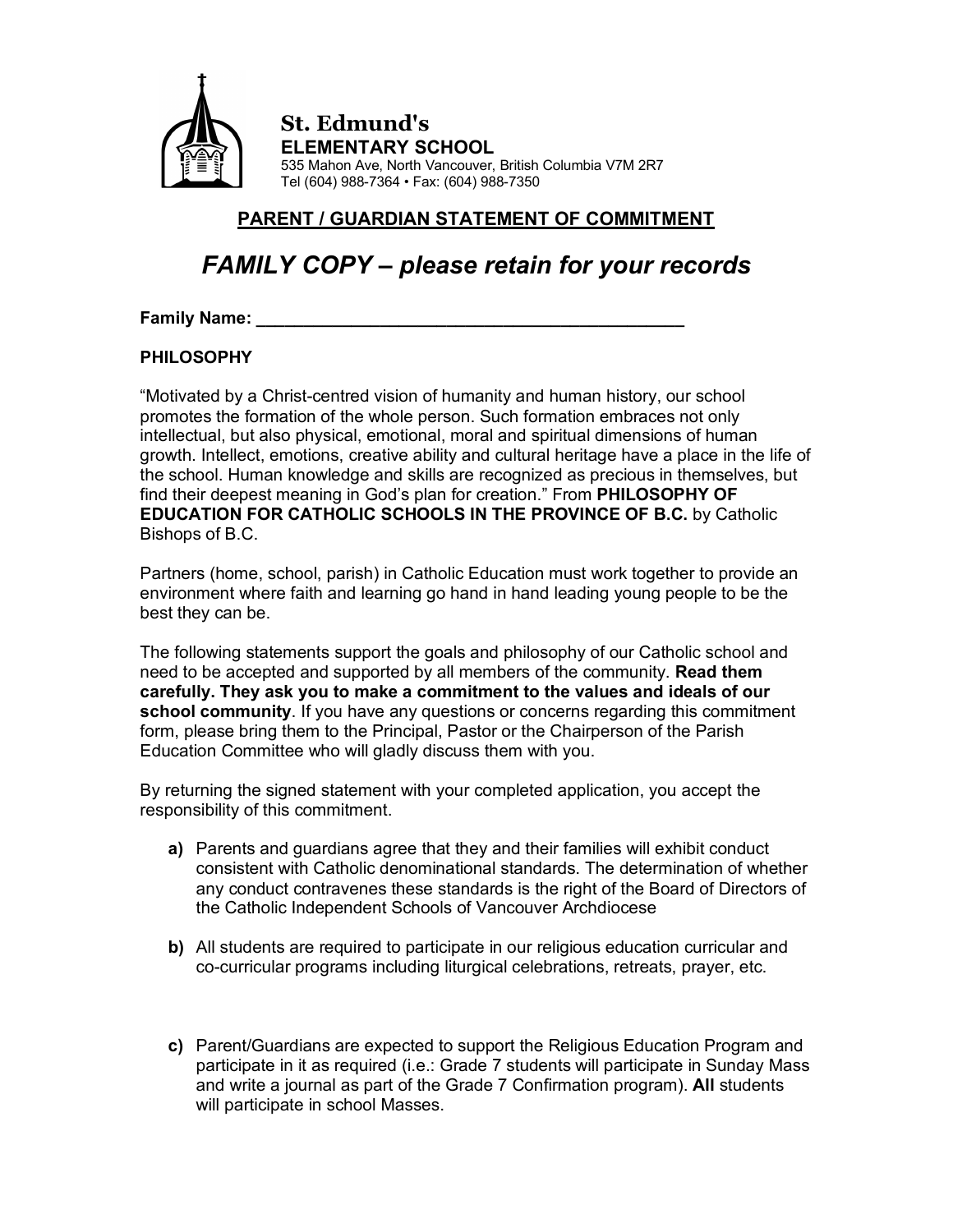**St. Edmund's**
**ELEMENTARY SCHOOL**
535 Mahon Ave, North Vancouver, British Columbia V7M 2R7
Tel (604) 988-7364 • Fax: (604) 988-7350

## PARENT / GUARDIAN STATEMENT OF COMMITMENT

# *FAMILY COPY – please retain for your records*

**Family Name: ______________________________________________**

**PHILOSOPHY**

"Motivated by a Christ-centred vision of humanity and human history, our school promotes the formation of the whole person. Such formation embraces not only intellectual, but also physical, emotional, moral and spiritual dimensions of human growth. Intellect, emotions, creative ability and cultural heritage have a place in the life of the school. Human knowledge and skills are recognized as precious in themselves, but find their deepest meaning in God's plan for creation." From **PHILOSOPHY OF EDUCATION FOR CATHOLIC SCHOOLS IN THE PROVINCE OF B.C.** by Catholic Bishops of B.C.

Partners (home, school, parish) in Catholic Education must work together to provide an environment where faith and learning go hand in hand leading young people to be the best they can be.

The following statements support the goals and philosophy of our Catholic school and need to be accepted and supported by all members of the community. **Read them carefully. They ask you to make a commitment to the values and ideals of our school community**. If you have any questions or concerns regarding this commitment form, please bring them to the Principal, Pastor or the Chairperson of the Parish Education Committee who will gladly discuss them with you.

By returning the signed statement with your completed application, you accept the responsibility of this commitment.

- **a)** Parents and guardians agree that they and their families will exhibit conduct consistent with Catholic denominational standards. The determination of whether any conduct contravenes these standards is the right of the Board of Directors of the Catholic Independent Schools of Vancouver Archdiocese

- **b)** All students are required to participate in our religious education curricular and co-curricular programs including liturgical celebrations, retreats, prayer, etc.

- **c)** Parent/Guardians are expected to support the Religious Education Program and participate in it as required (i.e.: Grade 7 students will participate in Sunday Mass and write a journal as part of the Grade 7 Confirmation program). **All** students will participate in school Masses.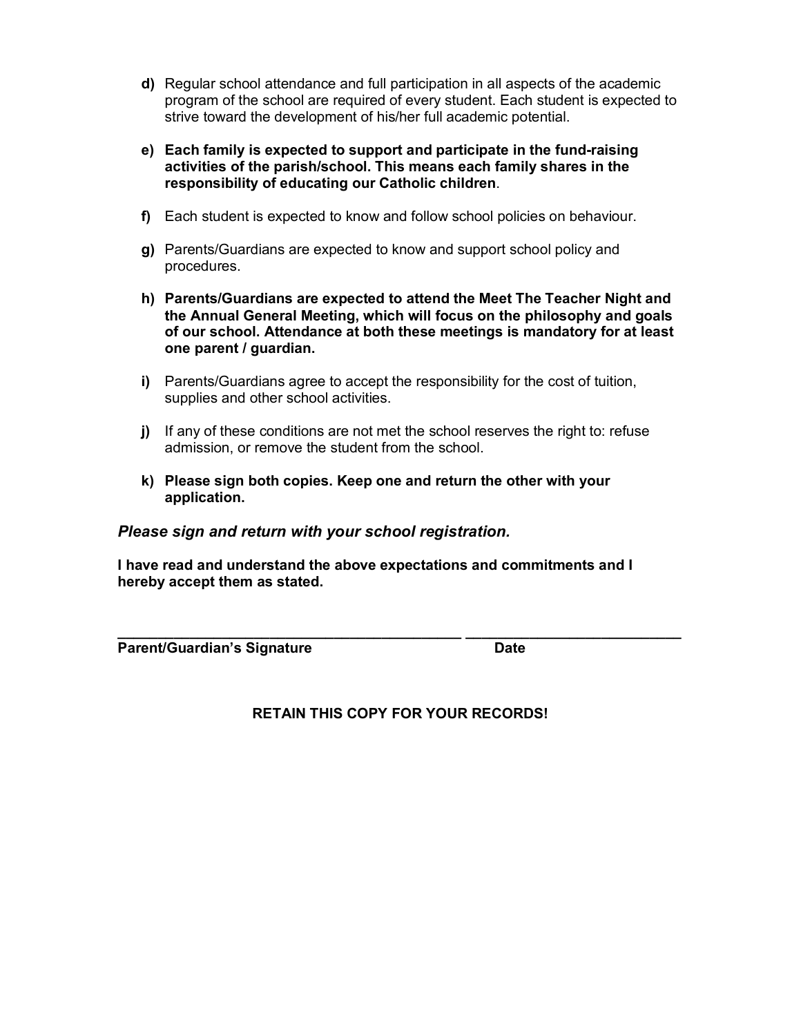**d)** Regular school attendance and full participation in all aspects of the academic program of the school are required of every student. Each student is expected to strive toward the development of his/her full academic potential.

**e) Each family is expected to support and participate in the fund-raising activities of the parish/school. This means each family shares in the responsibility of educating our Catholic children**.

**f)** Each student is expected to know and follow school policies on behaviour.

**g)** Parents/Guardians are expected to know and support school policy and procedures.

**h) Parents/Guardians are expected to attend the Meet The Teacher Night and the Annual General Meeting, which will focus on the philosophy and goals of our school. Attendance at both these meetings is mandatory for at least one parent / guardian.**

**i)** Parents/Guardians agree to accept the responsibility for the cost of tuition, supplies and other school activities.

**j)** If any of these conditions are not met the school reserves the right to: refuse admission, or remove the student from the school.

**k) Please sign both copies. Keep one and return the other with your application.**

***Please sign and return with your school registration.***

**I have read and understand the above expectations and commitments and I hereby accept them as stated.**

_____________________________________________ ____________________________

**Parent/Guardian's Signature** **Date**

**RETAIN THIS COPY FOR YOUR RECORDS!**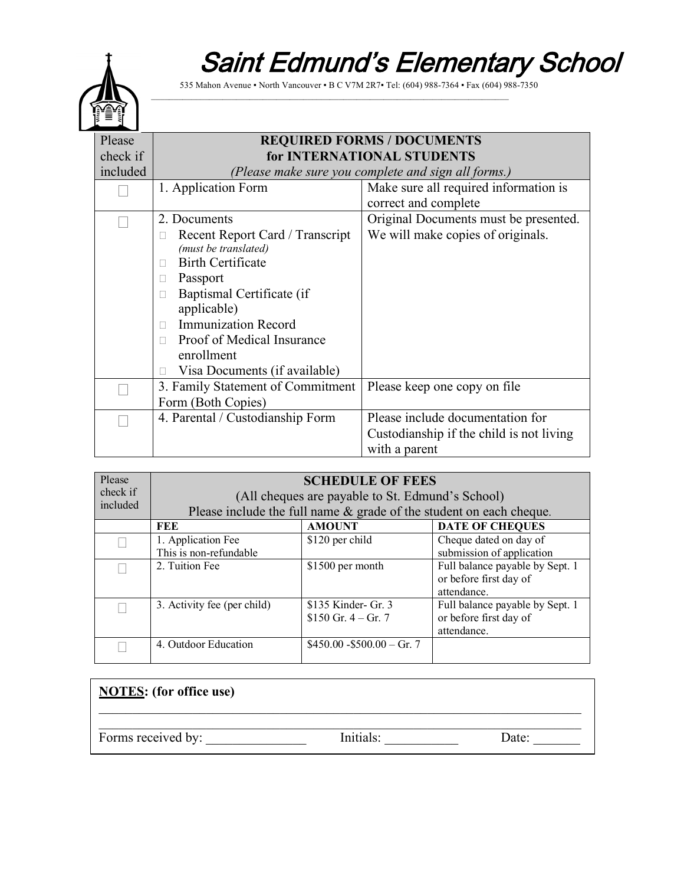# Saint Edmund's Elementary School

535 Mahon Avenue ▪ North Vancouver ▪ B C V7M 2R7▪ Tel: (604) 988-7364 ▪ Fax (604) 988-7350

| Please check if included | **REQUIRED FORMS / DOCUMENTS for INTERNATIONAL STUDENTS** *(Please make sure you complete and sign all forms.)* | |
|---|---|---|
| ☐ | 1. Application Form | Make sure all required information is correct and complete |
| ☐ | 2. Documents<br>☐ Recent Report Card / Transcript *(must be translated)*<br>☐ Birth Certificate<br>☐ Passport<br>☐ Baptismal Certificate (if applicable)<br>☐ Immunization Record<br>☐ Proof of Medical Insurance enrollment<br>☐ Visa Documents (if available) | Original Documents must be presented. We will make copies of originals. |
| ☐ | 3. Family Statement of Commitment Form (Both Copies) | Please keep one copy on file |
| ☐ | 4. Parental / Custodianship Form | Please include documentation for Custodianship if the child is not living with a parent |

| Please check if included | **SCHEDULE OF FEES** (All cheques are payable to St. Edmund's School) Please include the full name & grade of the student on each cheque. | | |
|---|---|---|---|
| | **FEE** | **AMOUNT** | **DATE OF CHEQUES** |
| ☐ | 1. Application Fee This is non-refundable | $120 per child | Cheque dated on day of submission of application |
| ☐ | 2. Tuition Fee | $1500 per month | Full balance payable by Sept. 1 or before first day of attendance. |
| ☐ | 3. Activity fee (per child) | $135 Kinder- Gr. 3<br>$150 Gr. 4 – Gr. 7 | Full balance payable by Sept. 1 or before first day of attendance. |
| ☐ | 4. Outdoor Education | $450.00 -$500.00 – Gr. 7 | |

**NOTES: (for office use)**

_______________________________________________________________________________

_______________________________________________________________________________

Forms received by: _______________ Initials: ___________ Date: _______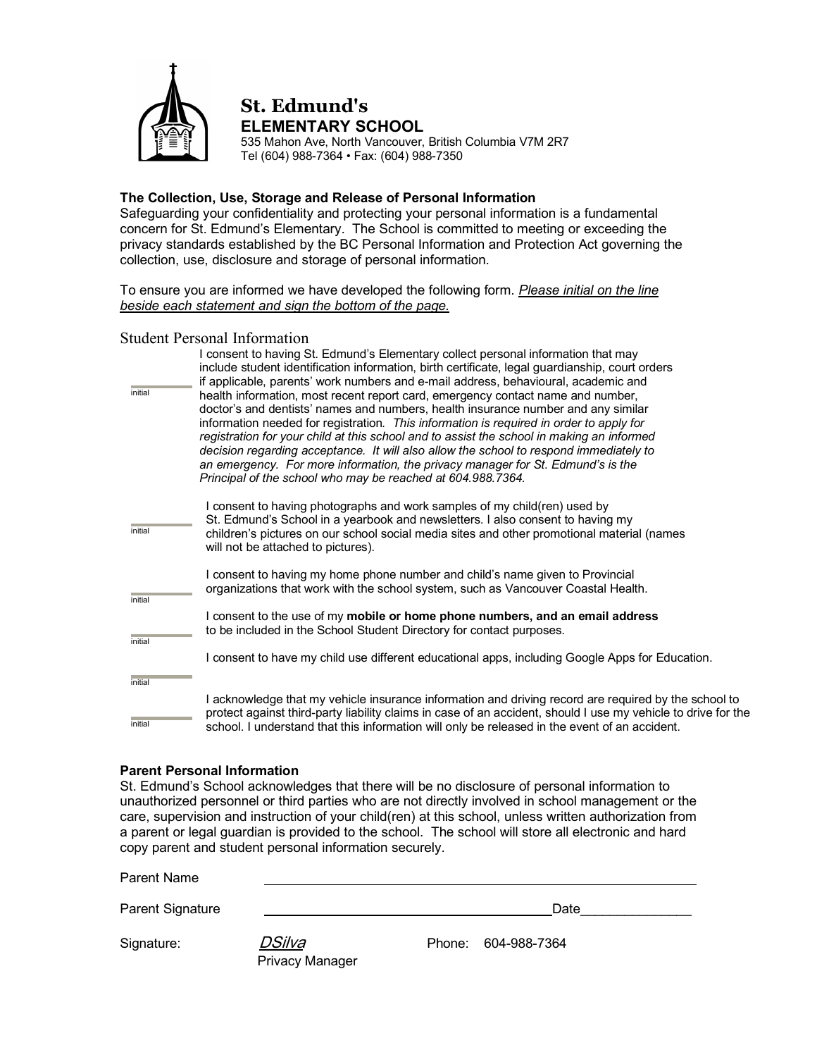# St. Edmund's
## ELEMENTARY SCHOOL

535 Mahon Ave, North Vancouver, British Columbia V7M 2R7
Tel (604) 988-7364 • Fax: (604) 988-7350

**The Collection, Use, Storage and Release of Personal Information**

Safeguarding your confidentiality and protecting your personal information is a fundamental concern for St. Edmund's Elementary. The School is committed to meeting or exceeding the privacy standards established by the BC Personal Information and Protection Act governing the collection, use, disclosure and storage of personal information.

To ensure you are informed we have developed the following form. *Please initial on the line beside each statement and sign the bottom of the page.*

## Student Personal Information

______ initial — I consent to having St. Edmund's Elementary collect personal information that may include student identification information, birth certificate, legal guardianship, court orders if applicable, parents' work numbers and e-mail address, behavioural, academic and health information, most recent report card, emergency contact name and number, doctor's and dentists' names and numbers, health insurance number and any similar information needed for registration. *This information is required in order to apply for registration for your child at this school and to assist the school in making an informed decision regarding acceptance. It will also allow the school to respond immediately to an emergency. For more information, the privacy manager for St. Edmund's is the Principal of the school who may be reached at 604.988.7364.*

______ initial — I consent to having photographs and work samples of my child(ren) used by St. Edmund's School in a yearbook and newsletters. I also consent to having my children's pictures on our school social media sites and other promotional material (names will not be attached to pictures).

______ initial — I consent to having my home phone number and child's name given to Provincial organizations that work with the school system, such as Vancouver Coastal Health.

______ initial — I consent to the use of my **mobile or home phone numbers, and an email address** to be included in the School Student Directory for contact purposes.

______ initial — I consent to have my child use different educational apps, including Google Apps for Education.

______ initial — I acknowledge that my vehicle insurance information and driving record are required by the school to protect against third-party liability claims in case of an accident, should I use my vehicle to drive for the school. I understand that this information will only be released in the event of an accident.

**Parent Personal Information**

St. Edmund's School acknowledges that there will be no disclosure of personal information to unauthorized personnel or third parties who are not directly involved in school management or the care, supervision and instruction of your child(ren) at this school, unless written authorization from a parent or legal guardian is provided to the school. The school will store all electronic and hard copy parent and student personal information securely.

Parent Name ______________________________________________

Parent Signature ______________________________ Date______________

Signature: *DSilva* Phone: 604-988-7364
Privacy Manager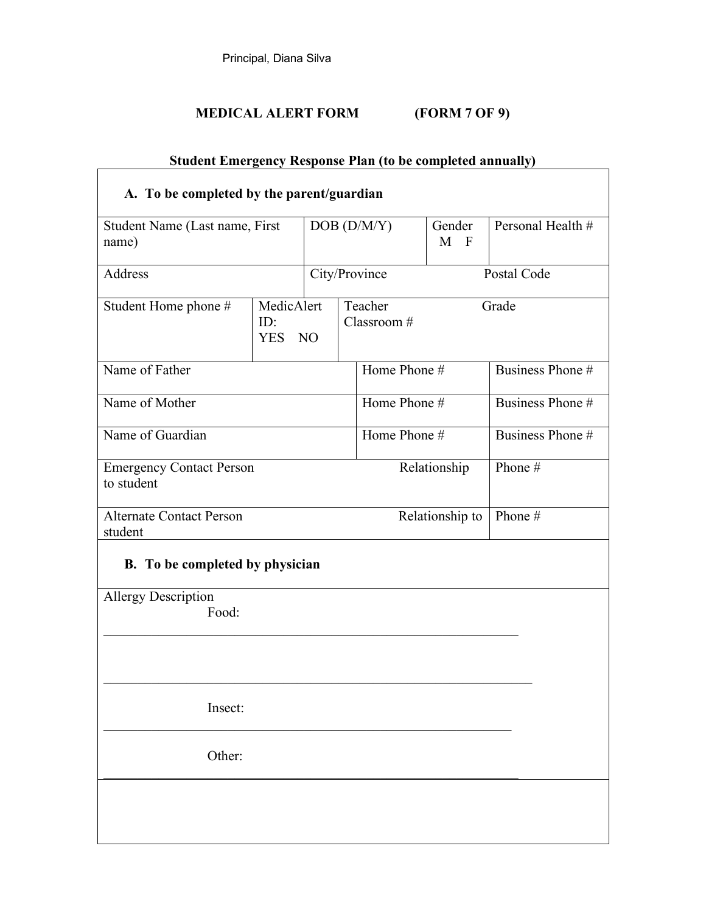Principal, Diana Silva

**MEDICAL ALERT FORM (FORM 7 OF 9)**

**Student Emergency Response Plan (to be completed annually)**

**A. To be completed by the parent/guardian**

| Student Name (Last name, First name) | DOB (D/M/Y) | Gender M F | Personal Health # |
|---|---|---|---|
| Address | City/Province | Postal Code | |
| Student Home phone # | MedicAlert ID: YES NO | Teacher Classroom # | Grade |
| Name of Father | Home Phone # | Business Phone # | |
| Name of Mother | Home Phone # | Business Phone # | |
| Name of Guardian | Home Phone # | Business Phone # | |
| Emergency Contact Person | Relationship to student | Phone # | |
| Alternate Contact Person | Relationship to student | Phone # | |

**B. To be completed by physician**

Allergy Description

Food: ________________________________________________________________

________________________________________________________________

Insect: ________________________________________________________________

Other: ________________________________________________________________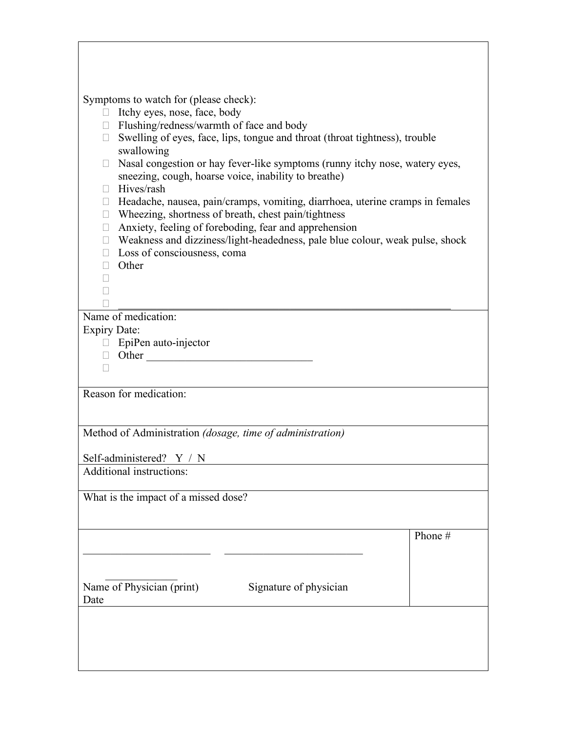Symptoms to watch for (please check):

- ☐ Itchy eyes, nose, face, body
- ☐ Flushing/redness/warmth of face and body
- ☐ Swelling of eyes, face, lips, tongue and throat (throat tightness), trouble swallowing
- ☐ Nasal congestion or hay fever-like symptoms (runny itchy nose, watery eyes, sneezing, cough, hoarse voice, inability to breathe)
- ☐ Hives/rash
- ☐ Headache, nausea, pain/cramps, vomiting, diarrhoea, uterine cramps in females
- ☐ Wheezing, shortness of breath, chest pain/tightness
- ☐ Anxiety, feeling of foreboding, fear and apprehension
- ☐ Weakness and dizziness/light-headedness, pale blue colour, weak pulse, shock
- ☐ Loss of consciousness, coma
- ☐ Other
- ☐
- ☐
- ☐ ____________________________________________________________

Name of medication:

Expiry Date:

- ☐ EpiPen auto-injector
- ☐ Other ______________________________
- ☐

Reason for medication:

Method of Administration *(dosage, time of administration)*

Self-administered? Y / N

Additional instructions:

What is the impact of a missed dose?

| ________________________ ________________________ ____________<br>Name of Physician (print) Signature of physician Date | Phone # |
|---|---|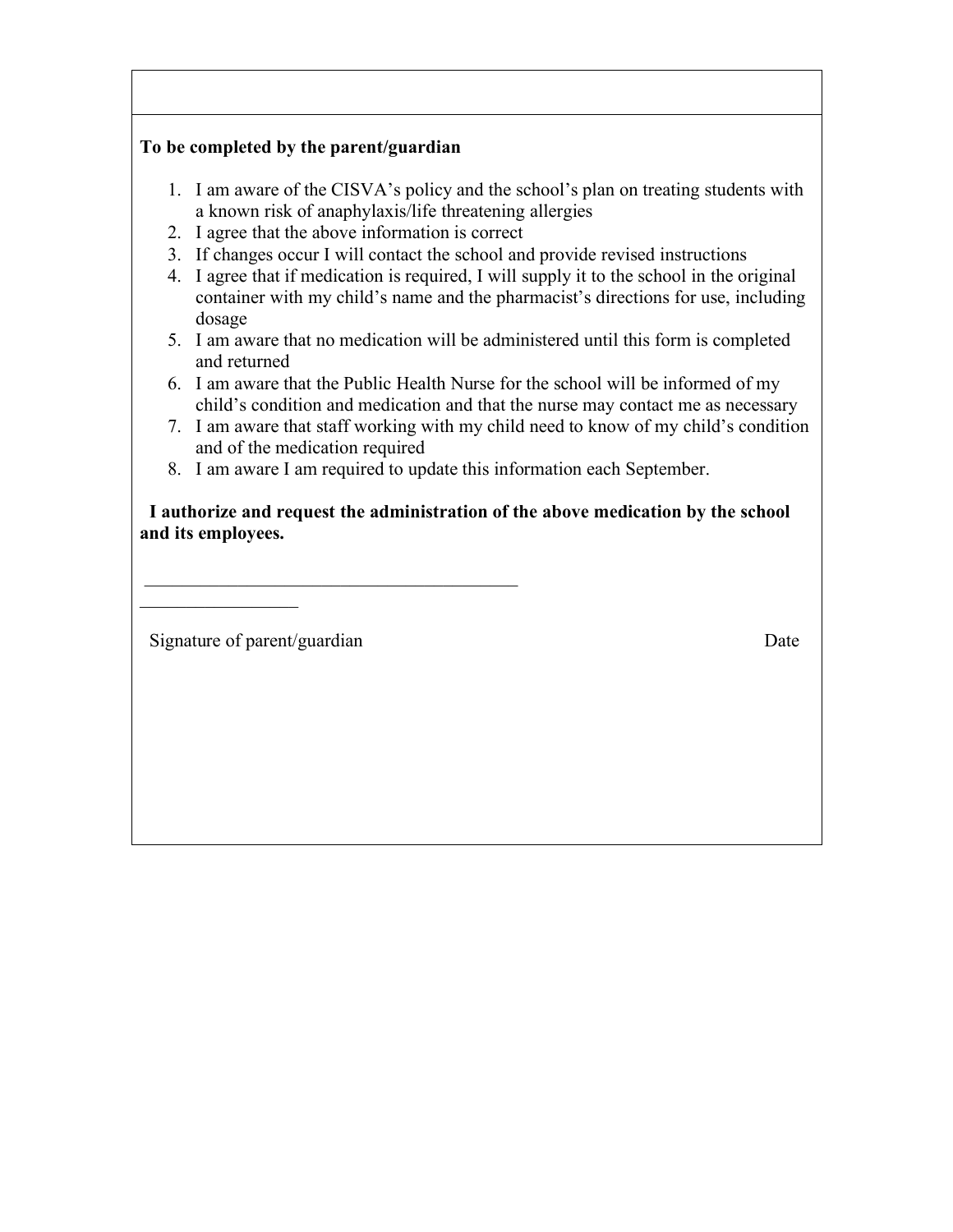**To be completed by the parent/guardian**

1. I am aware of the CISVA's policy and the school's plan on treating students with a known risk of anaphylaxis/life threatening allergies
2. I agree that the above information is correct
3. If changes occur I will contact the school and provide revised instructions
4. I agree that if medication is required, I will supply it to the school in the original container with my child's name and the pharmacist's directions for use, including dosage
5. I am aware that no medication will be administered until this form is completed and returned
6. I am aware that the Public Health Nurse for the school will be informed of my child's condition and medication and that the nurse may contact me as necessary
7. I am aware that staff working with my child need to know of my child's condition and of the medication required
8. I am aware I am required to update this information each September.

**I authorize and request the administration of the above medication by the school and its employees.**

\_\_\_\_\_\_\_\_\_\_\_\_\_\_\_\_\_\_\_\_\_\_\_\_\_\_\_\_\_\_\_\_\_\_\_\_\_\_\_\_\_\_ \_\_\_\_\_\_\_\_\_\_\_\_\_\_\_\_\_\_

Signature of parent/guardian Date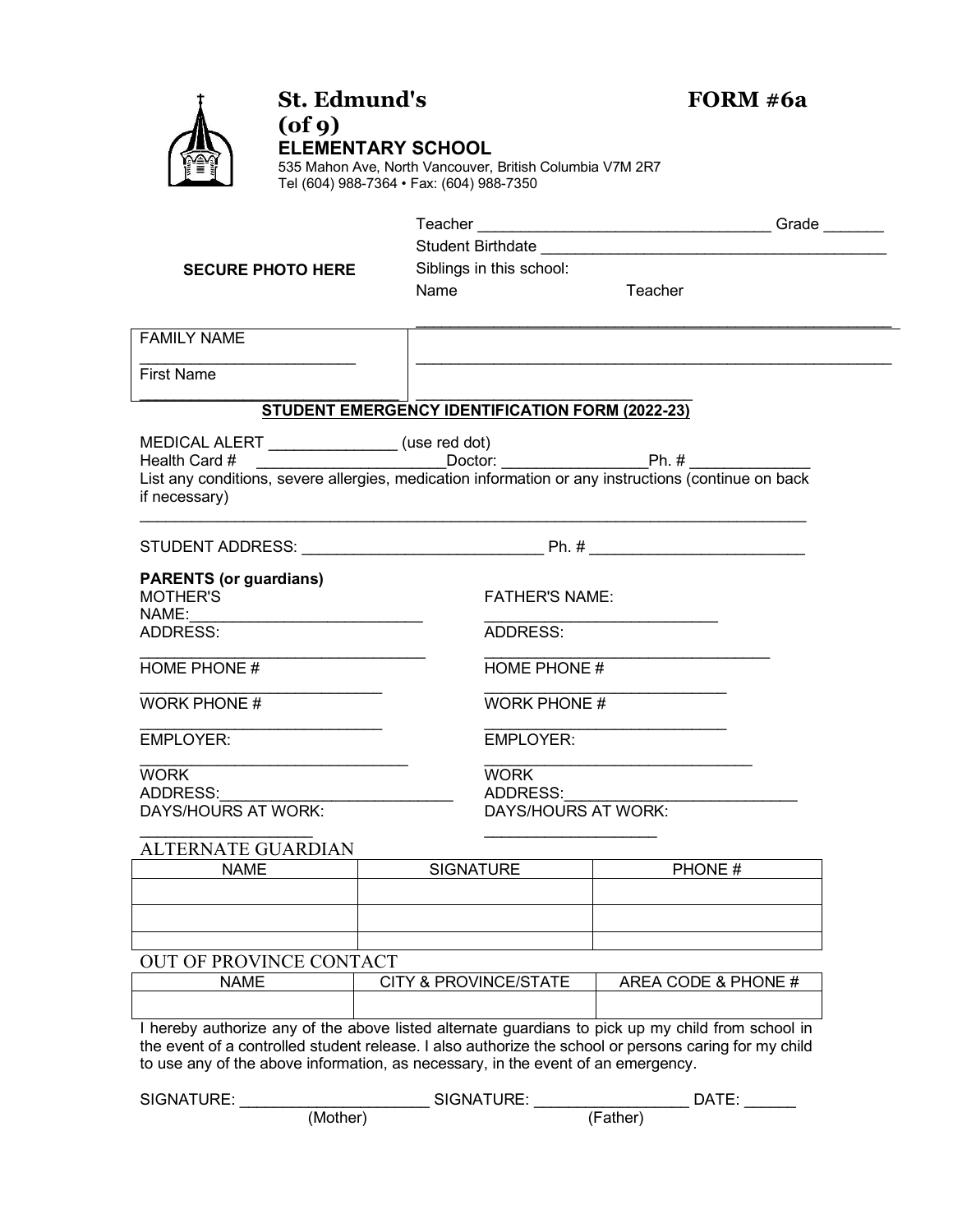**St. Edmund's** **FORM #6a (of 9)**

**ELEMENTARY SCHOOL**

535 Mahon Ave, North Vancouver, British Columbia V7M 2R7
Tel (604) 988-7364 • Fax: (604) 988-7350

**SECURE PHOTO HERE**

Teacher ________________________________ Grade _______

Student Birthdate ________________________________________

Siblings in this school:

Name Teacher

________________________________________________________

________________________________________________________

FAMILY NAME

________________________

First Name

________________________________ ________________________________

**STUDENT EMERGENCY IDENTIFICATION FORM (2022-23)**

MEDICAL ALERT _______________ (use red dot)

Health Card # ______________________Doctor: ________________Ph. # ______________

List any conditions, severe allergies, medication information or any instructions (continue on back if necessary)

________________________________________________________________________________

STUDENT ADDRESS: ____________________________ Ph. # ________________________

**PARENTS (or guardians)**

MOTHER'S NAME:___________________________

ADDRESS:

__________________________________

HOME PHONE #

____________________________

WORK PHONE #

____________________________

EMPLOYER:

_______________________________

WORK ADDRESS:___________________________

DAYS/HOURS AT WORK:

____________________

FATHER'S NAME:

___________________________

ADDRESS:

__________________________________

HOME PHONE #

____________________________

WORK PHONE #

____________________________

EMPLOYER:

_______________________________

WORK ADDRESS:___________________________

DAYS/HOURS AT WORK:

____________________

ALTERNATE GUARDIAN

| NAME | SIGNATURE | PHONE # |
|---|---|---|
| | | |
| | | |
| | | |

OUT OF PROVINCE CONTACT

| NAME | CITY & PROVINCE/STATE | AREA CODE & PHONE # |
|---|---|---|
| | | |

I hereby authorize any of the above listed alternate guardians to pick up my child from school in the event of a controlled student release. I also authorize the school or persons caring for my child to use any of the above information, as necessary, in the event of an emergency.

SIGNATURE: ______________________ SIGNATURE: __________________ DATE: ______
(Mother) (Father)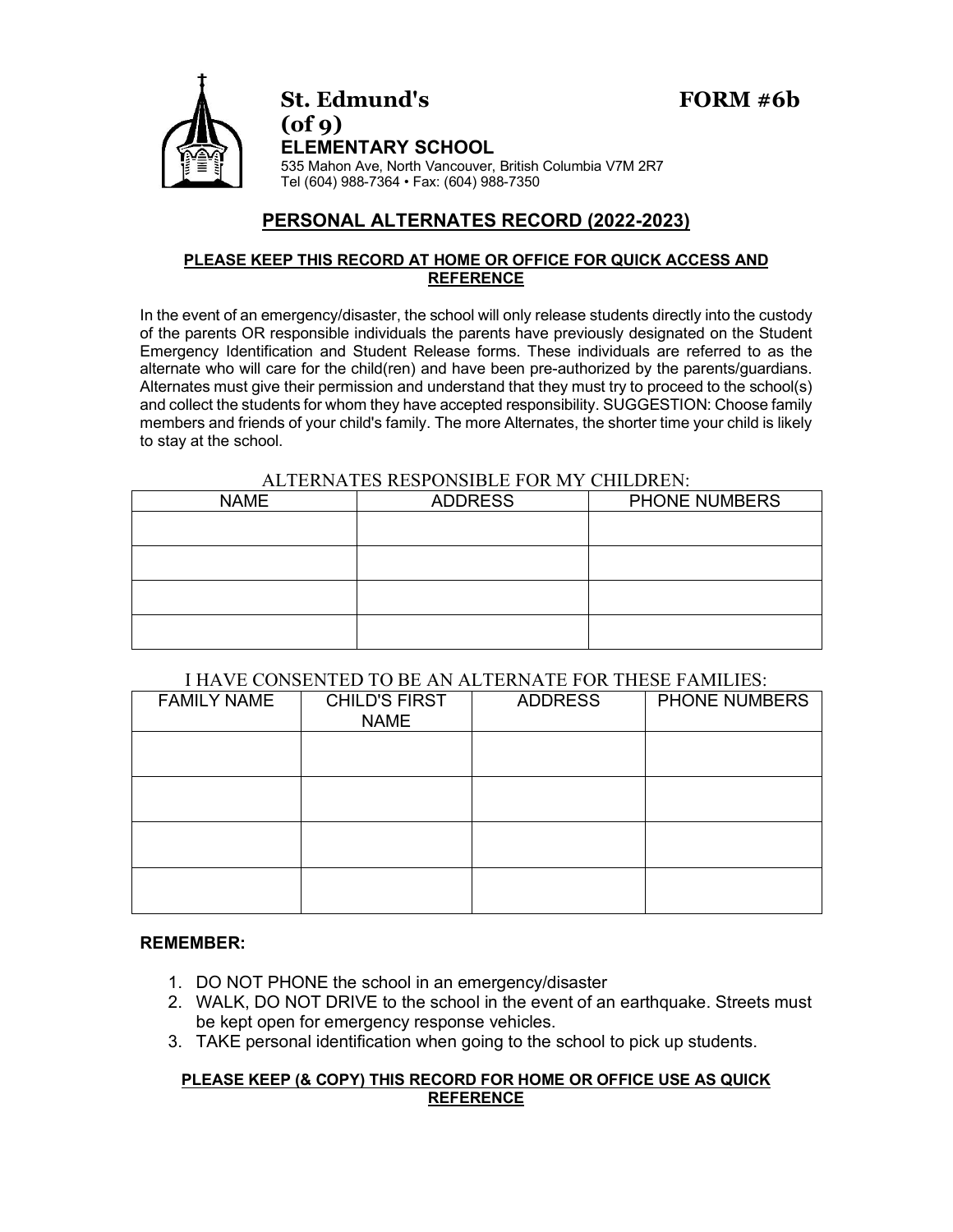**St. Edmund's** **FORM #6b (of 9)**

**ELEMENTARY SCHOOL**

535 Mahon Ave, North Vancouver, British Columbia V7M 2R7
Tel (604) 988-7364 • Fax: (604) 988-7350

## PERSONAL ALTERNATES RECORD (2022-2023)

**PLEASE KEEP THIS RECORD AT HOME OR OFFICE FOR QUICK ACCESS AND REFERENCE**

In the event of an emergency/disaster, the school will only release students directly into the custody of the parents OR responsible individuals the parents have previously designated on the Student Emergency Identification and Student Release forms. These individuals are referred to as the alternate who will care for the child(ren) and have been pre-authorized by the parents/guardians. Alternates must give their permission and understand that they must try to proceed to the school(s) and collect the students for whom they have accepted responsibility. SUGGESTION: Choose family members and friends of your child's family. The more Alternates, the shorter time your child is likely to stay at the school.

ALTERNATES RESPONSIBLE FOR MY CHILDREN:

| NAME | ADDRESS | PHONE NUMBERS |
|---|---|---|
| | | |
| | | |
| | | |
| | | |

I HAVE CONSENTED TO BE AN ALTERNATE FOR THESE FAMILIES:

| FAMILY NAME | CHILD'S FIRST NAME | ADDRESS | PHONE NUMBERS |
|---|---|---|---|
| | | | |
| | | | |
| | | | |
| | | | |

**REMEMBER:**

1. DO NOT PHONE the school in an emergency/disaster
2. WALK, DO NOT DRIVE to the school in the event of an earthquake. Streets must be kept open for emergency response vehicles.
3. TAKE personal identification when going to the school to pick up students.

**PLEASE KEEP (& COPY) THIS RECORD FOR HOME OR OFFICE USE AS QUICK REFERENCE**